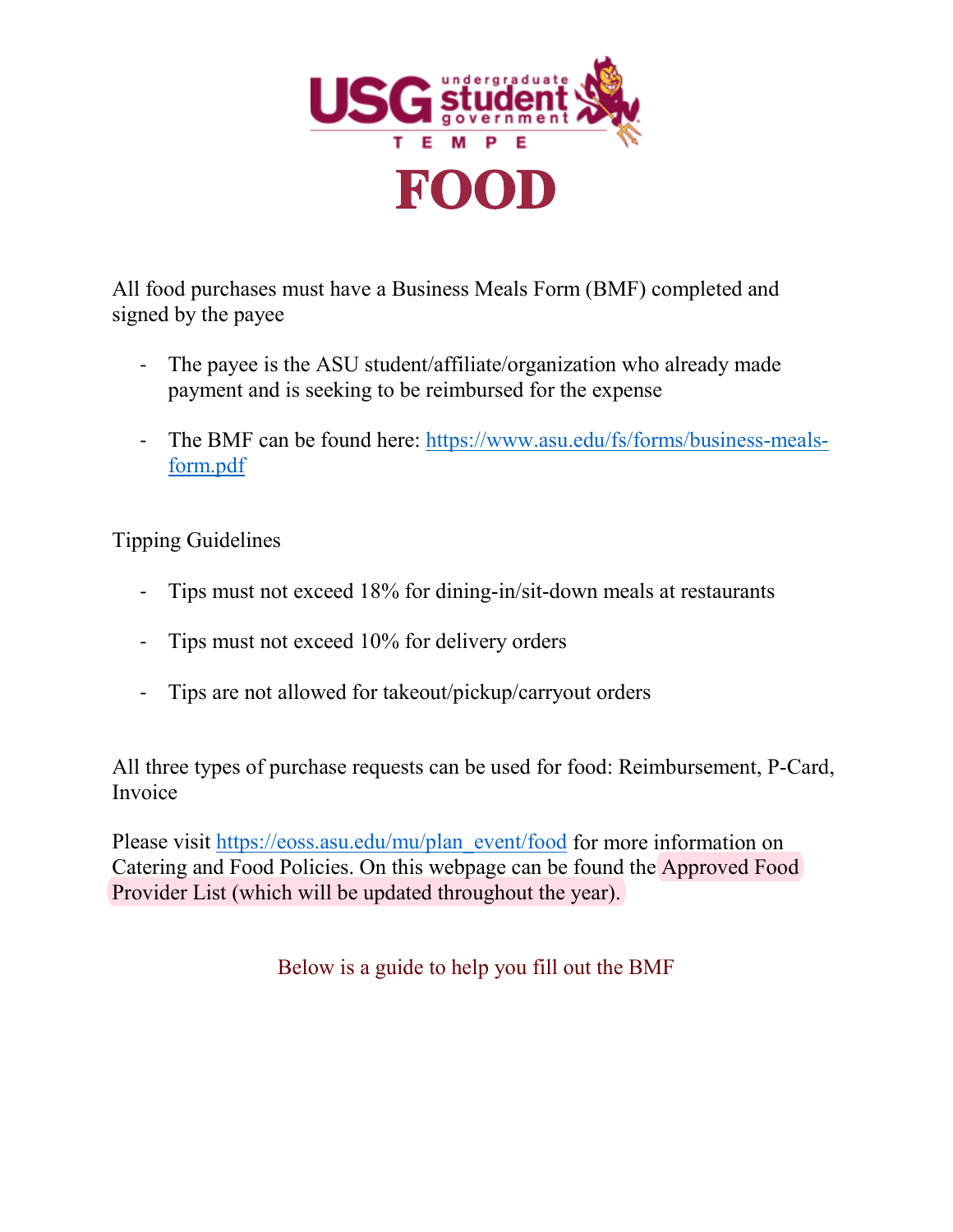# FOOD

All food purchases must have a Business Meals Form (BMF) completed and signed by the payee

- The payee is the ASU student/affiliate/organization who already made payment and is seeking to be reimbursed for the expense
- The BMF can be found here: https://www.asu.edu/fs/forms/business-meals-form.pdf

Tipping Guidelines

- Tips must not exceed 18% for dining-in/sit-down meals at restaurants
- Tips must not exceed 10% for delivery orders
- Tips are not allowed for takeout/pickup/carryout orders

All three types of purchase requests can be used for food: Reimbursement, P-Card, Invoice

Please visit https://eoss.asu.edu/mu/plan_event/food for more information on Catering and Food Policies. On this webpage can be found the Approved Food Provider List (which will be updated throughout the year).

Below is a guide to help you fill out the BMF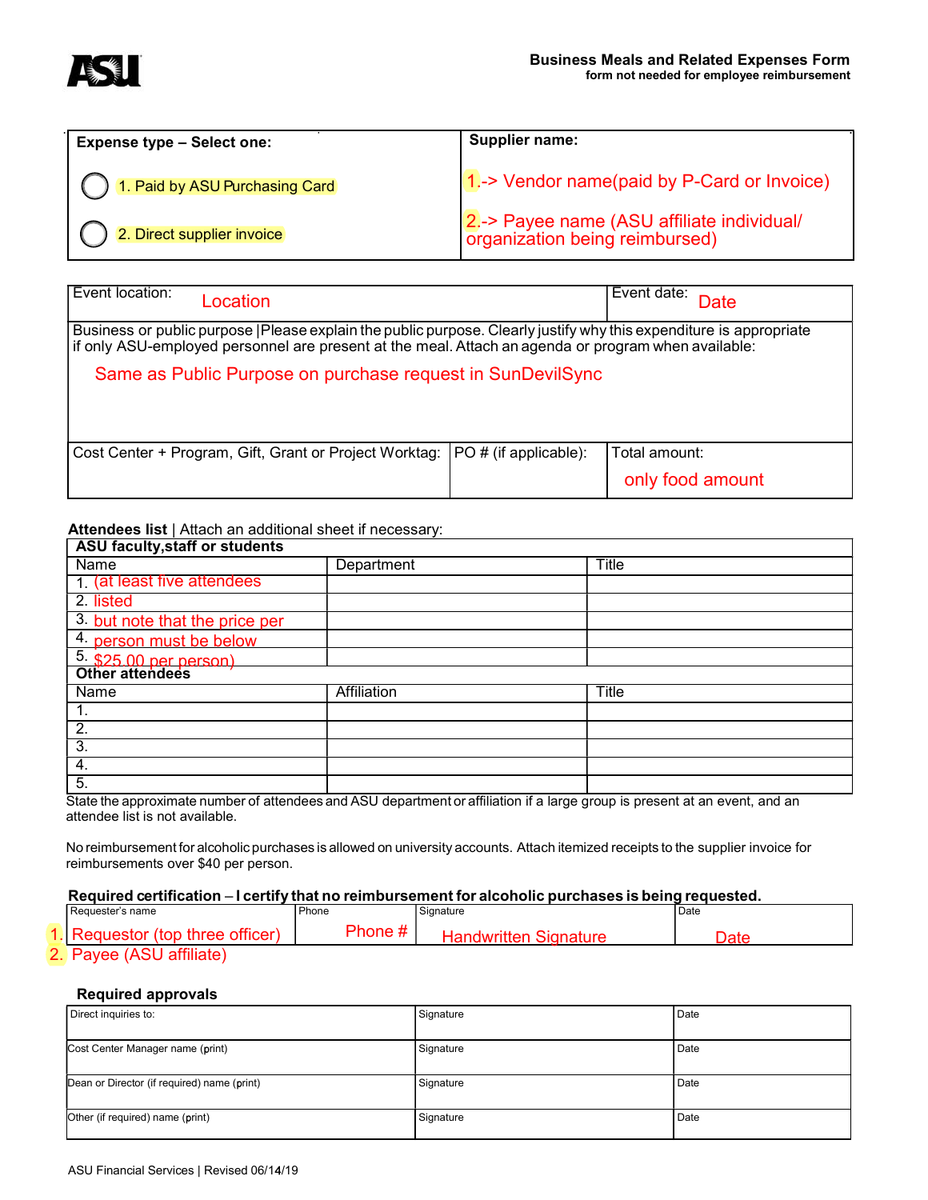# Business Meals and Related Expenses Form

**form not needed for employee reimbursement**

| Expense type – Select one: | Supplier name: |
|---|---|
| ◯ 1. Paid by ASU Purchasing Card | 1.-> Vendor name(paid by P-Card or Invoice) |
| ◯ 2. Direct supplier invoice | 2.-> Payee name (ASU affiliate individual/ organization being reimbursed) |

| | | |
|---|---|---|
| Event location: Location | | Event date: Date |
| Business or public purpose \|Please explain the public purpose. Clearly justify why this expenditure is appropriate if only ASU-employed personnel are present at the meal. Attach an agenda or program when available: Same as Public Purpose on purchase request in SunDevilSync | | |
| Cost Center + Program, Gift, Grant or Project Worktag: | PO # (if applicable): | Total amount: only food amount |

**Attendees list** | Attach an additional sheet if necessary:

| **ASU faculty,staff or students** | | |
|---|---|---|
| Name | Department | Title |
| 1. (at least five attendees | | |
| 2. listed | | |
| 3. but note that the price per | | |
| 4. person must be below | | |
| 5. $25.00 per person) | | |
| **Other attendees** | | |
| Name | Affiliation | Title |
| 1. | | |
| 2. | | |
| 3. | | |
| 4. | | |
| 5. | | |

State the approximate number of attendees and ASU department or affiliation if a large group is present at an event, and an attendee list is not available.

No reimbursement for alcoholic purchases is allowed on university accounts. Attach itemized receipts to the supplier invoice for reimbursements over $40 per person.

**Required certification – I certify that no reimbursement for alcoholic purchases is being requested.**

| Requester's name | Phone | Signature | Date |
|---|---|---|---|
| 1. Requestor (top three officer) | Phone # | Handwritten Signature | Date |

2. Payee (ASU affiliate)

**Required approvals**

| | | |
|---|---|---|
| Direct inquiries to: | Signature | Date |
| Cost Center Manager name (print) | Signature | Date |
| Dean or Director (if required) name (print) | Signature | Date |
| Other (if required) name (print) | Signature | Date |

ASU Financial Services | Revised 06/14/19